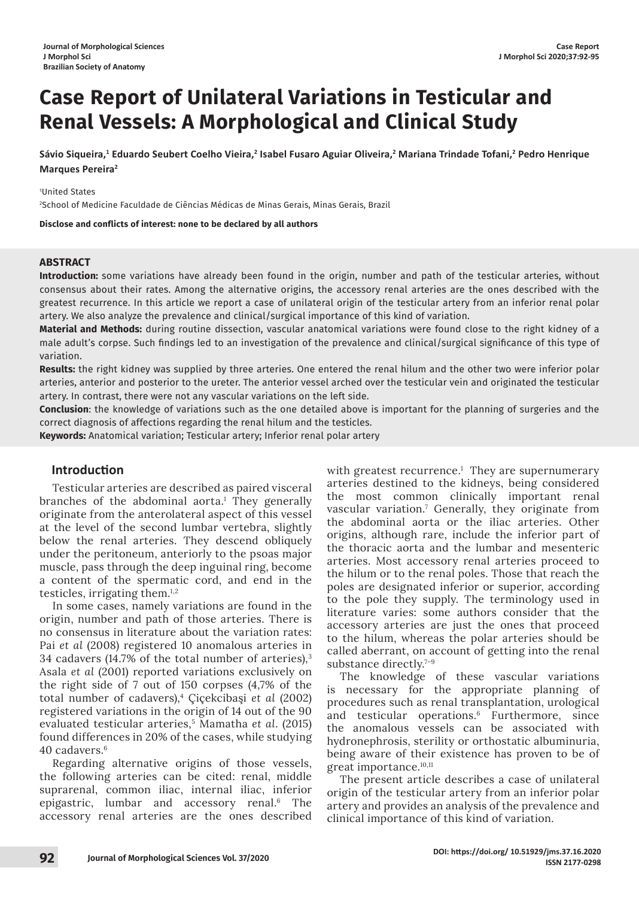# Case Report of Unilateral Variations in Testicular and Renal Vessels: A Morphological and Clinical Study

**Sávio Siqueira,[1] Eduardo Seubert Coelho Vieira,[2] Isabel Fusaro Aguiar Oliveira,[2] Mariana Trindade Tofani,[2] Pedro Henrique Marques Pereira[2]**

[1]United States

[2]School of Medicine Faculdade de Ciências Médicas de Minas Gerais, Minas Gerais, Brazil

**Disclose and conflicts of interest: none to be declared by all authors**

## ABSTRACT

**Introduction:** some variations have already been found in the origin, number and path of the testicular arteries, without consensus about their rates. Among the alternative origins, the accessory renal arteries are the ones described with the greatest recurrence. In this article we report a case of unilateral origin of the testicular artery from an inferior renal polar artery. We also analyze the prevalence and clinical/surgical importance of this kind of variation.

**Material and Methods:** during routine dissection, vascular anatomical variations were found close to the right kidney of a male adult's corpse. Such findings led to an investigation of the prevalence and clinical/surgical significance of this type of variation.

**Results:** the right kidney was supplied by three arteries. One entered the renal hilum and the other two were inferior polar arteries, anterior and posterior to the ureter. The anterior vessel arched over the testicular vein and originated the testicular artery. In contrast, there were not any vascular variations on the left side.

**Conclusion**: the knowledge of variations such as the one detailed above is important for the planning of surgeries and the correct diagnosis of affections regarding the renal hilum and the testicles.

**Keywords:** Anatomical variation; Testicular artery; Inferior renal polar artery

## Introduction

Testicular arteries are described as paired visceral branches of the abdominal aorta.[1] They generally originate from the anterolateral aspect of this vessel at the level of the second lumbar vertebra, slightly below the renal arteries. They descend obliquely under the peritoneum, anteriorly to the psoas major muscle, pass through the deep inguinal ring, become a content of the spermatic cord, and end in the testicles, irrigating them.[1,2]

In some cases, namely variations are found in the origin, number and path of those arteries. There is no consensus in literature about the variation rates: Pai *et al* (2008) registered 10 anomalous arteries in 34 cadavers (14.7% of the total number of arteries),[3] Asala *et al* (2001) reported variations exclusively on the right side of 7 out of 150 corpses (4,7% of the total number of cadavers),[4] Çiçekcibaşi *et al* (2002) registered variations in the origin of 14 out of the 90 evaluated testicular arteries,[5] Mamatha *et al*. (2015) found differences in 20% of the cases, while studying 40 cadavers.[6]

Regarding alternative origins of those vessels, the following arteries can be cited: renal, middle suprarenal, common iliac, internal iliac, inferior epigastric, lumbar and accessory renal.[6] The accessory renal arteries are the ones described with greatest recurrence.[1] They are supernumerary arteries destined to the kidneys, being considered the most common clinically important renal vascular variation.[7] Generally, they originate from the abdominal aorta or the iliac arteries. Other origins, although rare, include the inferior part of the thoracic aorta and the lumbar and mesenteric arteries. Most accessory renal arteries proceed to the hilum or to the renal poles. Those that reach the poles are designated inferior or superior, according to the pole they supply. The terminology used in literature varies: some authors consider that the accessory arteries are just the ones that proceed to the hilum, whereas the polar arteries should be called aberrant, on account of getting into the renal substance directly.[7–9]

The knowledge of these vascular variations is necessary for the appropriate planning of procedures such as renal transplantation, urological and testicular operations.[6] Furthermore, since the anomalous vessels can be associated with hydronephrosis, sterility or orthostatic albuminuria, being aware of their existence has proven to be of great importance.[10,11]

The present article describes a case of unilateral origin of the testicular artery from an inferior polar artery and provides an analysis of the prevalence and clinical importance of this kind of variation.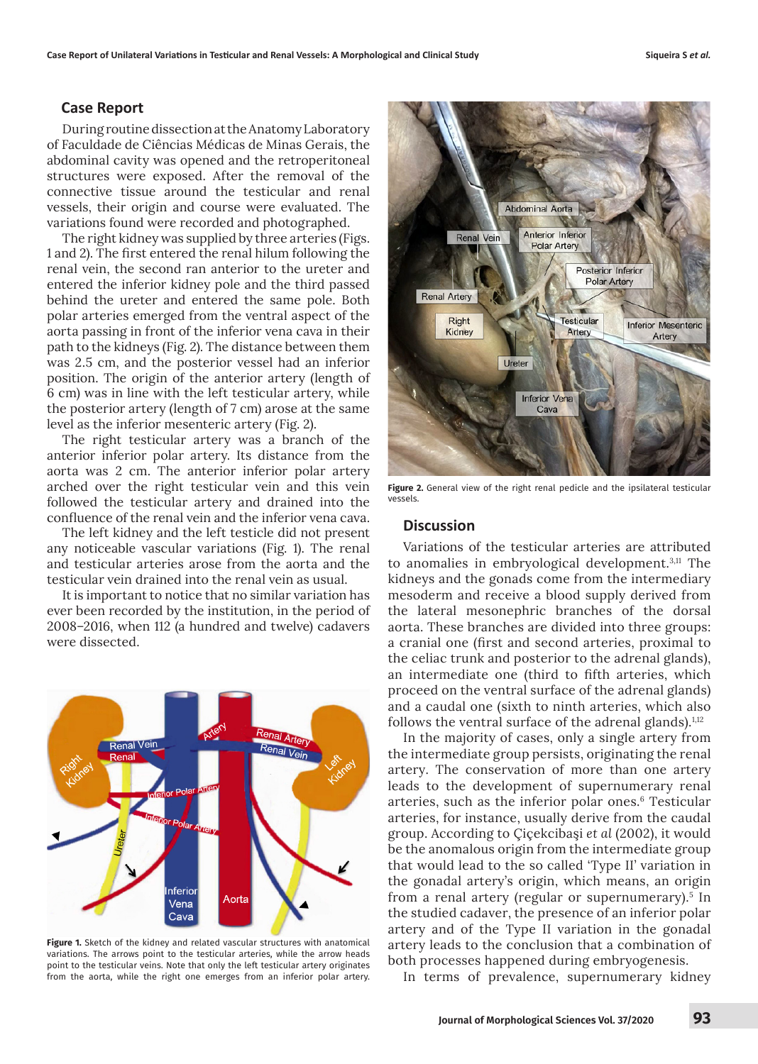## Case Report

During routine dissection at the Anatomy Laboratory of Faculdade de Ciências Médicas de Minas Gerais, the abdominal cavity was opened and the retroperitoneal structures were exposed. After the removal of the connective tissue around the testicular and renal vessels, their origin and course were evaluated. The variations found were recorded and photographed.

The right kidney was supplied by three arteries (Figs. 1 and 2). The first entered the renal hilum following the renal vein, the second ran anterior to the ureter and entered the inferior kidney pole and the third passed behind the ureter and entered the same pole. Both polar arteries emerged from the ventral aspect of the aorta passing in front of the inferior vena cava in their path to the kidneys (Fig. 2). The distance between them was 2.5 cm, and the posterior vessel had an inferior position. The origin of the anterior artery (length of 6 cm) was in line with the left testicular artery, while the posterior artery (length of 7 cm) arose at the same level as the inferior mesenteric artery (Fig. 2).

The right testicular artery was a branch of the anterior inferior polar artery. Its distance from the aorta was 2 cm. The anterior inferior polar artery arched over the right testicular vein and this vein followed the testicular artery and drained into the confluence of the renal vein and the inferior vena cava.

The left kidney and the left testicle did not present any noticeable vascular variations (Fig. 1). The renal and testicular arteries arose from the aorta and the testicular vein drained into the renal vein as usual.

It is important to notice that no similar variation has ever been recorded by the institution, in the period of 2008–2016, when 112 (a hundred and twelve) cadavers were dissected.

**Figure 1.** Sketch of the kidney and related vascular structures with anatomical variations. The arrows point to the testicular arteries, while the arrow heads point to the testicular veins. Note that only the left testicular artery originates from the aorta, while the right one emerges from an inferior polar artery.

**Figure 2.** General view of the right renal pedicle and the ipsilateral testicular vessels.

## Discussion

Variations of the testicular arteries are attributed to anomalies in embryological development.[3,11] The kidneys and the gonads come from the intermediate mesoderm and receive a blood supply derived from the lateral mesonephric branches of the dorsal aorta. These branches are divided into three groups: a cranial one (first and second arteries, proximal to the celiac trunk and posterior to the adrenal glands), an intermediate one (third to fifth arteries, which proceed on the ventral surface of the adrenal glands) and a caudal one (sixth to ninth arteries, which also follows the ventral surface of the adrenal glands).[1,12]

In the majority of cases, only a single artery from the intermediate group persists, originating the renal artery. The conservation of more than one artery leads to the development of supernumerary renal arteries, such as the inferior polar ones.[6] Testicular arteries, for instance, usually derive from the caudal group. According to Çiçekcibaşi *et al* (2002), it would be the anomalous origin from the intermediate group that would lead to the so called 'Type II' variation in the gonadal artery's origin, which means, an origin from a renal artery (regular or supernumerary).[5] In the studied cadaver, the presence of an inferior polar artery and of the Type II variation in the gonadal artery leads to the conclusion that a combination of both processes happened during embryogenesis.

In terms of prevalence, supernumerary kidney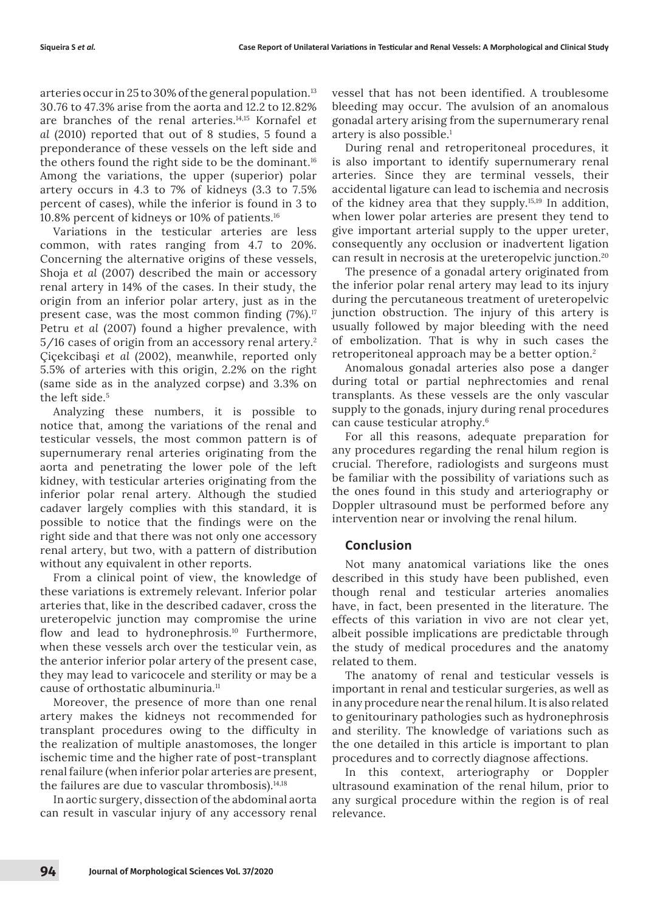arteries occur in 25 to 30% of the general population.[13] 30.76 to 47.3% arise from the aorta and 12.2 to 12.82% are branches of the renal arteries.[14,15] Kornafel *et al* (2010) reported that out of 8 studies, 5 found a preponderance of these vessels on the left side and the others found the right side to be the dominant.[16] Among the variations, the upper (superior) polar artery occurs in 4.3 to 7% of kidneys (3.3 to 7.5% percent of cases), while the inferior is found in 3 to 10.8% percent of kidneys or 10% of patients.[16]

Variations in the testicular arteries are less common, with rates ranging from 4.7 to 20%. Concerning the alternative origins of these vessels, Shoja *et al* (2007) described the main or accessory renal artery in 14% of the cases. In their study, the origin from an inferior polar artery, just as in the present case, was the most common finding (7%).[17] Petru *et al* (2007) found a higher prevalence, with 5/16 cases of origin from an accessory renal artery.[2] Çiçekcibaşi *et al* (2002), meanwhile, reported only 5.5% of arteries with this origin, 2.2% on the right (same side as in the analyzed corpse) and 3.3% on the left side.[5]

Analyzing these numbers, it is possible to notice that, among the variations of the renal and testicular vessels, the most common pattern is of supernumerary renal arteries originating from the aorta and penetrating the lower pole of the left kidney, with testicular arteries originating from the inferior polar renal artery. Although the studied cadaver largely complies with this standard, it is possible to notice that the findings were on the right side and that there was not only one accessory renal artery, but two, with a pattern of distribution without any equivalent in other reports.

From a clinical point of view, the knowledge of these variations is extremely relevant. Inferior polar arteries that, like in the described cadaver, cross the ureteropelvic junction may compromise the urine flow and lead to hydronephrosis.[10] Furthermore, when these vessels arch over the testicular vein, as the anterior inferior polar artery of the present case, they may lead to varicocele and sterility or may be a cause of orthostatic albuminuria.[11]

Moreover, the presence of more than one renal artery makes the kidneys not recommended for transplant procedures owing to the difficulty in the realization of multiple anastomoses, the longer ischemic time and the higher rate of post-transplant renal failure (when inferior polar arteries are present, the failures are due to vascular thrombosis).[14,18]

In aortic surgery, dissection of the abdominal aorta can result in vascular injury of any accessory renal vessel that has not been identified. A troublesome bleeding may occur. The avulsion of an anomalous gonadal artery arising from the supernumerary renal artery is also possible.[1]

During renal and retroperitoneal procedures, it is also important to identify supernumerary renal arteries. Since they are terminal vessels, their accidental ligature can lead to ischemia and necrosis of the kidney area that they supply.[15,19] In addition, when lower polar arteries are present they tend to give important arterial supply to the upper ureter, consequently any occlusion or inadvertent ligation can result in necrosis at the ureteropelvic junction.[20]

The presence of a gonadal artery originated from the inferior polar renal artery may lead to its injury during the percutaneous treatment of ureteropelvic junction obstruction. The injury of this artery is usually followed by major bleeding with the need of embolization. That is why in such cases the retroperitoneal approach may be a better option.[2]

Anomalous gonadal arteries also pose a danger during total or partial nephrectomies and renal transplants. As these vessels are the only vascular supply to the gonads, injury during renal procedures can cause testicular atrophy.[6]

For all this reasons, adequate preparation for any procedures regarding the renal hilum region is crucial. Therefore, radiologists and surgeons must be familiar with the possibility of variations such as the ones found in this study and arteriography or Doppler ultrasound must be performed before any intervention near or involving the renal hilum.

## Conclusion

Not many anatomical variations like the ones described in this study have been published, even though renal and testicular arteries anomalies have, in fact, been presented in the literature. The effects of this variation in vivo are not clear yet, albeit possible implications are predictable through the study of medical procedures and the anatomy related to them.

The anatomy of renal and testicular vessels is important in renal and testicular surgeries, as well as in any procedure near the renal hilum. It is also related to genitourinary pathologies such as hydronephrosis and sterility. The knowledge of variations such as the one detailed in this article is important to plan procedures and to correctly diagnose affections.

In this context, arteriography or Doppler ultrasound examination of the renal hilum, prior to any surgical procedure within the region is of real relevance.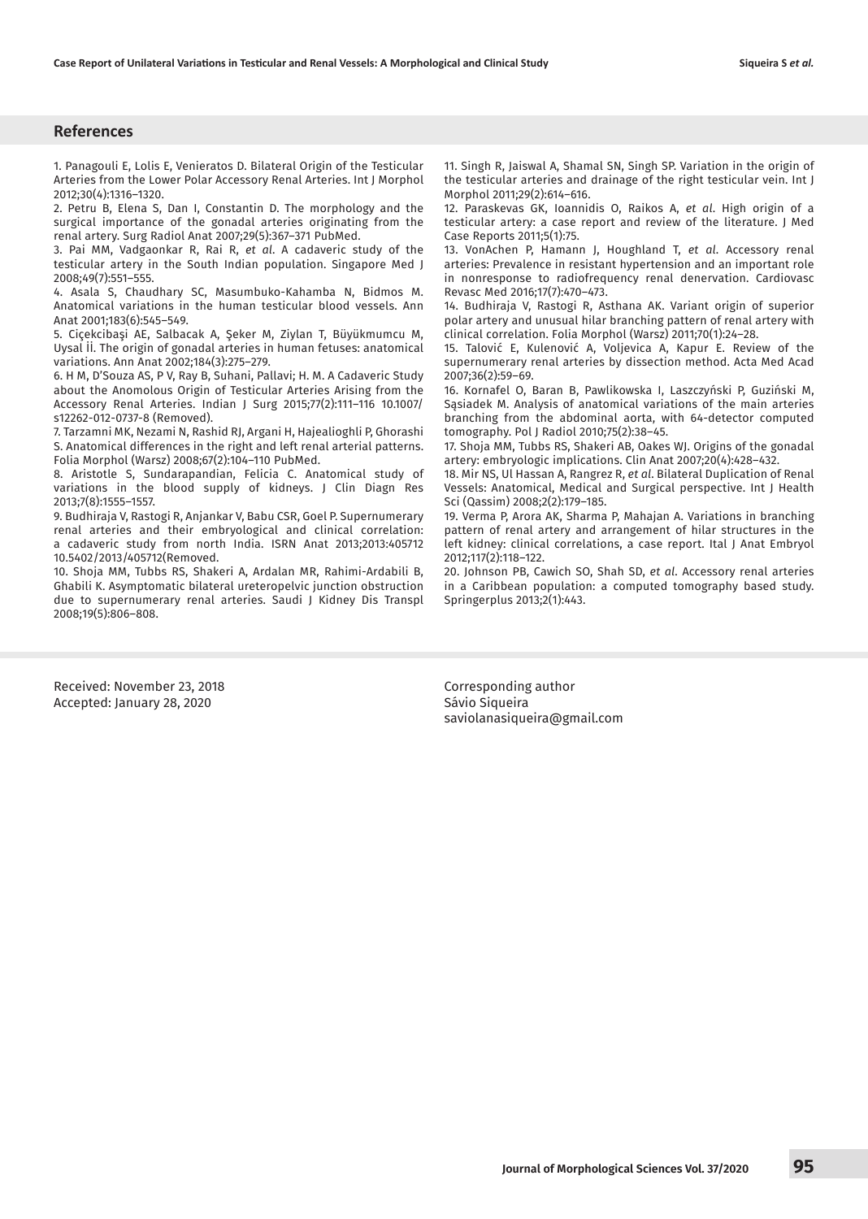## References

1. Panagouli E, Lolis E, Venieratos D. Bilateral Origin of the Testicular Arteries from the Lower Polar Accessory Renal Arteries. Int J Morphol 2012;30(4):1316–1320.
2. Petru B, Elena S, Dan I, Constantin D. The morphology and the surgical importance of the gonadal arteries originating from the renal artery. Surg Radiol Anat 2007;29(5):367–371 PubMed.
3. Pai MM, Vadgaonkar R, Rai R, *et al*. A cadaveric study of the testicular artery in the South Indian population. Singapore Med J 2008;49(7):551–555.
4. Asala S, Chaudhary SC, Masumbuko-Kahamba N, Bidmos M. Anatomical variations in the human testicular blood vessels. Ann Anat 2001;183(6):545–549.
5. Çiçekcibaşi AE, Salbacak A, Şeker M, Ziylan T, Büyükmumcu M, Uysal İİ. The origin of gonadal arteries in human fetuses: anatomical variations. Ann Anat 2002;184(3):275–279.
6. H M, D'Souza AS, P V, Ray B, Suhani, Pallavi; H. M. A Cadaveric Study about the Anomolous Origin of Testicular Arteries Arising from the Accessory Renal Arteries. Indian J Surg 2015;77(2):111–116 10.1007/s12262-012-0737-8 (Removed).
7. Tarzamni MK, Nezami N, Rashid RJ, Argani H, Hajealioghli P, Ghorashi S. Anatomical differences in the right and left renal arterial patterns. Folia Morphol (Warsz) 2008;67(2):104–110 PubMed.
8. Aristotle S, Sundarapandian, Felicia C. Anatomical study of variations in the blood supply of kidneys. J Clin Diagn Res 2013;7(8):1555–1557.
9. Budhiraja V, Rastogi R, Anjankar V, Babu CSR, Goel P. Supernumerary renal arteries and their embryological and clinical correlation: a cadaveric study from north India. ISRN Anat 2013;2013:405712 10.5402/2013/405712(Removed).
10. Shoja MM, Tubbs RS, Shakeri A, Ardalan MR, Rahimi-Ardabili B, Ghabili K. Asymptomatic bilateral ureteropelvic junction obstruction due to supernumerary renal arteries. Saudi J Kidney Dis Transpl 2008;19(5):806–808.
11. Singh R, Jaiswal A, Shamal SN, Singh SP. Variation in the origin of the testicular arteries and drainage of the right testicular vein. Int J Morphol 2011;29(2):614–616.
12. Paraskevas GK, Ioannidis O, Raikos A, *et al*. High origin of a testicular artery: a case report and review of the literature. J Med Case Reports 2011;5(1):75.
13. VonAchen P, Hamann J, Houghland T, *et al*. Accessory renal arteries: Prevalence in resistant hypertension and an important role in nonresponse to radiofrequency renal denervation. Cardiovasc Revasc Med 2016;17(7):470–473.
14. Budhiraja V, Rastogi R, Asthana AK. Variant origin of superior polar artery and unusual hilar branching pattern of renal artery with clinical correlation. Folia Morphol (Warsz) 2011;70(1):24–28.
15. Talović E, Kulenović A, Voljevica A, Kapur E. Review of the supernumerary renal arteries by dissection method. Acta Med Acad 2007;36(2):59–69.
16. Kornafel O, Baran B, Pawlikowska I, Laszczyński P, Guziński M, Sąsiadek M. Analysis of anatomical variations of the main arteries branching from the abdominal aorta, with 64-detector computed tomography. Pol J Radiol 2010;75(2):38–45.
17. Shoja MM, Tubbs RS, Shakeri AB, Oakes WJ. Origins of the gonadal artery: embryologic implications. Clin Anat 2007;20(4):428–432.
18. Mir NS, Ul Hassan A, Rangrez R, *et al*. Bilateral Duplication of Renal Vessels: Anatomical, Medical and Surgical perspective. Int J Health Sci (Qassim) 2008;2(2):179–185.
19. Verma P, Arora AK, Sharma P, Mahajan A. Variations in branching pattern of renal artery and arrangement of hilar structures in the left kidney: clinical correlations, a case report. Ital J Anat Embryol 2012;117(2):118–122.
20. Johnson PB, Cawich SO, Shah SD, *et al*. Accessory renal arteries in a Caribbean population: a computed tomography based study. Springerplus 2013;2(1):443.

Received: November 23, 2018
Accepted: January 28, 2020

Corresponding author
Sávio Siqueira
saviolanasiqueira@gmail.com